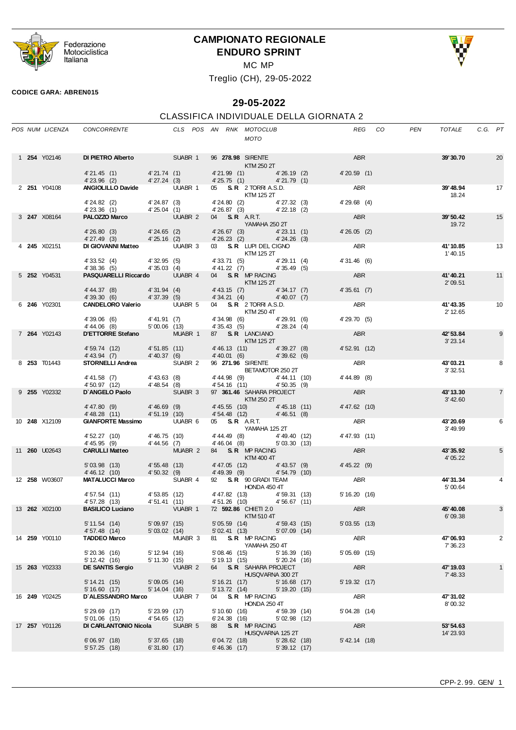# CAMPIONATO REGIONALE ENDURO SPRINT

MC MP

Treglio (CH), 29-05-2022

**CODICE GARA: ABREN015**

## 29-05-2022

### CLASSIFICA INDIVIDUALE DELLA GIORNATA 2

| POS | NUM | LICENZA | CONCORRENTE | CLS | POS | AN | RNK | MOTOCLUB / MOTO | REG | CO | PEN | TOTALE | C.G. | PT |
|---|---|---|---|---|---|---|---|---|---|---|---|---|---|---|
| 1 | **254** | Y02146 | **DI PIETRO Alberto** | SUABR | 1 | 96 | **278.98** | SIRENTE / KTM 250 2T | ABR | | | **39'30.70** | | 20 |
| | | | 4'21.45 (1) / 4'23.96 (2) | 4'21.74 (1) / 4'27.24 (3) | | | | 4'21.99 (1) / 4'25.75 (1) — 4'26.19 (2) / 4'21.79 (1) | 4'20.59 (1) | | | | | |
| 2 | **251** | Y04108 | **ANGIOLILLO Davide** | UUABR | 1 | 05 | **S.R** | 2 TORRI A.S.D. / KTM 125 2T | ABR | | | **39'48.94** 18.24 | | 17 |
| | | | 4'24.82 (2) / 4'23.36 (1) | 4'24.87 (3) / 4'25.04 (1) | | | | 4'24.80 (2) / 4'26.87 (3) — 4'27.32 (3) / 4'22.18 (2) | 4'29.68 (4) | | | | | |
| 3 | **247** | X08164 | **PALOZZO Marco** | UUABR | 2 | 04 | **S.R** | A.R.T. / YAMAHA 250 2T | ABR | | | **39'50.42** 19.72 | | 15 |
| | | | 4'26.80 (3) / 4'27.49 (3) | 4'24.65 (2) / 4'25.16 (2) | | | | 4'26.67 (3) / 4'26.23 (2) — 4'23.11 (1) / 4'24.26 (3) | 4'26.05 (2) | | | | | |
| 4 | **245** | X02151 | **DI GIOVANNI Matteo** | UUABR | 3 | 03 | **S.R** | LUPI DEL CIGNO / KTM 125 2T | ABR | | | **41'10.85** 1'40.15 | | 13 |
| | | | 4'33.52 (4) / 4'38.36 (5) | 4'32.95 (5) / 4'35.03 (4) | | | | 4'33.71 (5) / 4'41.22 (7) — 4'29.11 (4) / 4'35.49 (5) | 4'31.46 (6) | | | | | |
| 5 | **252** | Y04531 | **PASQUARELLI Riccardo** | UUABR | 4 | 04 | **S.R** | MP RACING / KTM 125 2T | ABR | | | **41'40.21** 2'09.51 | | 11 |
| | | | 4'44.37 (8) / 4'39.30 (6) | 4'31.94 (4) / 4'37.39 (5) | | | | 4'43.15 (7) / 4'34.21 (4) — 4'34.17 (7) / 4'40.07 (7) | 4'35.61 (7) | | | | | |
| 6 | **246** | Y02301 | **CANDELORO Valerio** | UUABR | 5 | 04 | **S.R** | 2 TORRI A.S.D. / KTM 250 4T | ABR | | | **41'43.35** 2'12.65 | | 10 |
| | | | 4'39.06 (6) / 4'44.06 (8) | 4'41.91 (7) / 5'00.06 (13) | | | | 4'34.98 (6) / 4'35.43 (5) — 4'29.91 (6) / 4'28.24 (4) | 4'29.70 (5) | | | | | |
| 7 | **264** | Y02143 | **D'ETTORRE Stefano** | MUABR | 1 | 87 | **S.R** | LANCIANO / KTM 125 2T | ABR | | | **42'53.84** 3'23.14 | | 9 |
| | | | 4'59.74 (12) / 4'43.94 (7) | 4'51.85 (11) / 4'40.37 (6) | | | | 4'46.13 (11) / 4'40.01 (6) — 4'39.27 (8) / 4'39.62 (6) | 4'52.91 (12) | | | | | |
| 8 | **253** | T01443 | **STORNELLI Andrea** | SUABR | 2 | 96 | **271.96** | SIRENTE / BETAMOTOR 250 2T | ABR | | | **43'03.21** 3'32.51 | | 8 |
| | | | 4'41.58 (7) / 4'50.97 (12) | 4'43.63 (8) / 4'48.54 (8) | | | | 4'44.98 (9) / 4'54.16 (11) — 4'44.11 (10) / 4'50.35 (9) | 4'44.89 (8) | | | | | |
| 9 | **255** | Y02332 | **D'ANGELO Paolo** | SUABR | 3 | 97 | **361.46** | SAHARA PROJECT / KTM 250 2T | ABR | | | **43'13.30** 3'42.60 | | 7 |
| | | | 4'47.80 (9) / 4'48.28 (11) | 4'46.69 (9) / 4'51.19 (10) | | | | 4'45.55 (10) / 4'54.48 (12) — 4'45.18 (11) / 4'46.51 (8) | 4'47.62 (10) | | | | | |
| 10 | **248** | X12109 | **GIANFORTE Massimo** | UUABR | 6 | 05 | **S.R** | A.R.T. / YAMAHA 125 2T | ABR | | | **43'20.69** 3'49.99 | | 6 |
| | | | 4'52.27 (10) / 4'45.95 (9) | 4'46.75 (10) / 4'44.56 (7) | | | | 4'44.49 (8) / 4'46.04 (8) — 4'49.40 (12) / 5'03.30 (13) | 4'47.93 (11) | | | | | |
| 11 | **260** | U02643 | **CARULLI Matteo** | MUABR | 2 | 84 | **S.R** | MP RACING / KTM 400 4T | ABR | | | **43'35.92** 4'05.22 | | 5 |
| | | | 5'03.98 (13) / 4'46.12 (10) | 4'55.48 (13) / 4'50.32 (9) | | | | 4'47.05 (12) / 4'49.39 (9) — 4'43.57 (9) / 4'54.79 (10) | 4'45.22 (9) | | | | | |
| 12 | **258** | W03607 | **MATALUCCI Marco** | SUABR | 4 | 92 | **S.R** | 90 GRADI TEAM / HONDA 450 4T | ABR | | | **44'31.34** 5'00.64 | | 4 |
| | | | 4'57.54 (11) / 4'57.28 (13) | 4'53.85 (12) / 4'51.41 (11) | | | | 4'47.82 (13) / 4'51.26 (10) — 4'59.31 (13) / 4'56.67 (11) | 5'16.20 (16) | | | | | |
| 13 | **262** | X02100 | **BASILICO Luciano** | VUABR | 1 | 72 | **592.86** | CHIETI 2.0 / KTM 510 4T | ABR | | | **45'40.08** 6'09.38 | | 3 |
| | | | 5'11.54 (14) / 4'57.48 (14) | 5'09.97 (15) / 5'03.02 (14) | | | | 5'05.59 (14) / 5'02.41 (13) — 4'59.43 (15) / 5'07.09 (14) | 5'03.55 (13) | | | | | |
| 14 | **259** | Y00110 | **TADDEO Marco** | MUABR | 3 | 81 | **S.R** | MP RACING / YAMAHA 250 4T | ABR | | | **47'06.93** 7'36.23 | | 2 |
| | | | 5'20.36 (16) / 5'12.42 (16) | 5'12.94 (16) / 5'11.30 (15) | | | | 5'08.46 (15) / 5'19.13 (15) — 5'16.39 (16) / 5'20.24 (16) | 5'05.69 (15) | | | | | |
| 15 | **263** | Y02333 | **DE SANTIS Sergio** | VUABR | 2 | 64 | **S.R** | SAHARA PROJECT / HUSQVARNA 300 2T | ABR | | | **47'19.03** 7'48.33 | | 1 |
| | | | 5'14.21 (15) / 5'16.60 (17) | 5'09.05 (14) / 5'14.04 (16) | | | | 5'16.21 (17) / 5'13.72 (14) — 5'16.68 (17) / 5'19.20 (15) | 5'19.32 (17) | | | | | |
| 16 | **249** | Y02425 | **D'ALESSANDRO Marco** | UUABR | 7 | 04 | **S.R** | MP RACING / HONDA 250 4T | ABR | | | **47'31.02** 8'00.32 | | |
| | | | 5'29.69 (17) / 5'01.06 (15) | 5'23.99 (17) / 4'54.65 (12) | | | | 5'10.60 (16) / 6'24.38 (16) — 4'59.39 (14) / 5'02.98 (12) | 5'04.28 (14) | | | | | |
| 17 | **257** | Y01126 | **DI CARLANTONIO Nicola** | SUABR | 5 | 88 | **S.R** | MP RACING / HUSQVARNA 125 2T | ABR | | | **53'54.63** 14'23.93 | | |
| | | | 6'06.97 (18) / 5'57.25 (18) | 5'37.65 (18) / 6'31.80 (17) | | | | 6'04.72 (18) / 6'46.36 (17) — 5'28.62 (18) / 5'39.12 (17) | 5'42.14 (18) | | | | | |

CPP-2.99. GEN/ 1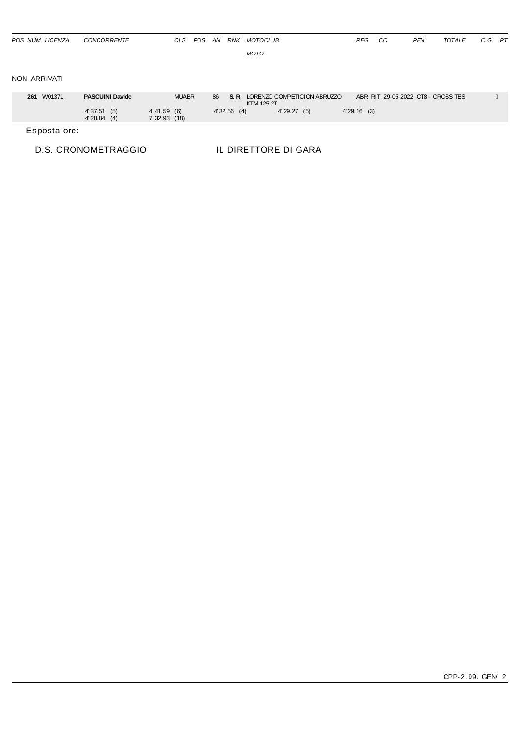| POS | NUM | LICENZA | CONCORRENTE | CLS | POS | AN | RNK | MOTOCLUB / MOTO | REG | CO | PEN | TOTALE | C.G. | PT |
|---|---|---|---|---|---|---|---|---|---|---|---|---|---|---|

NON ARRIVATI

| | | | | | | | | | | | | | | |
|---|---|---|---|---|---|---|---|---|---|---|---|---|---|---|
| | **261** | W01371 | **PASQUINI Davide** | MUABR | | 86 | **S. R** | LORENZO COMPETICION ABRUZZO / KTM 125 2T | ABR | RIT 29-05-2022 CT8 - CROSS TES | | | | |
| | | | 4' 37.51 (5) | 4' 41.59 (6) | | 4' 32.56 (4) | | 4' 29.27 (5) | 4' 29.16 (3) | | | | | |
| | | | 4' 28.84 (4) | 7' 32.93 (18) | | | | | | | | | | |

Esposta ore:

D.S. CRONOMETRAGGIO

IL DIRETTORE DI GARA

CPP-2.99. GEN/ 2